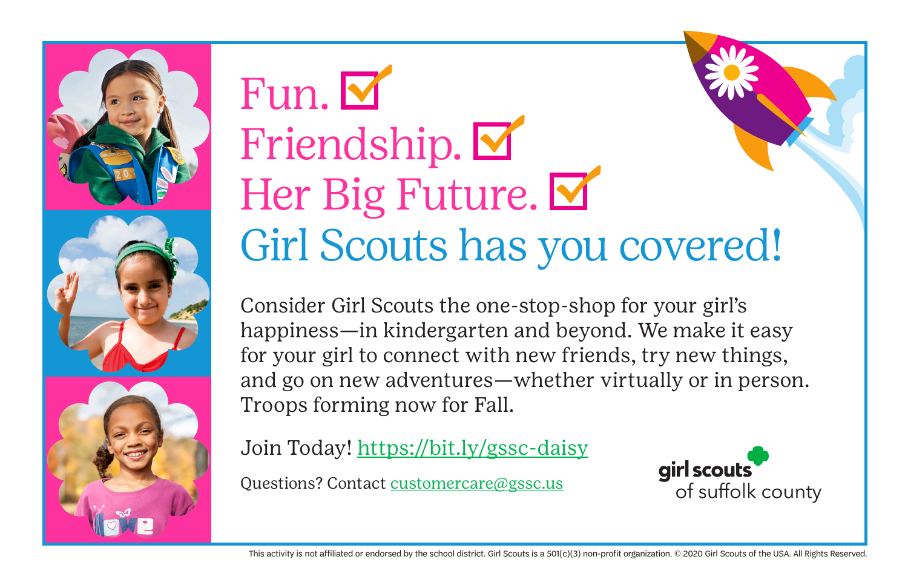# Fun. ☑
# Friendship. ☑
# Her Big Future. ☑

## Girl Scouts has you covered!

Consider Girl Scouts the one-stop-shop for your girl's happiness—in kindergarten and beyond. We make it easy for your girl to connect with new friends, try new things, and go on new adventures—whether virtually or in person. Troops forming now for Fall.

Join Today! https://bit.ly/gssc-daisy

Questions? Contact customercare@gssc.us

girl scouts of suffolk county

This activity is not affiliated or endorsed by the school district. Girl Scouts is a 501(c)(3) non-profit organization. © 2020 Girl Scouts of the USA. All Rights Reserved.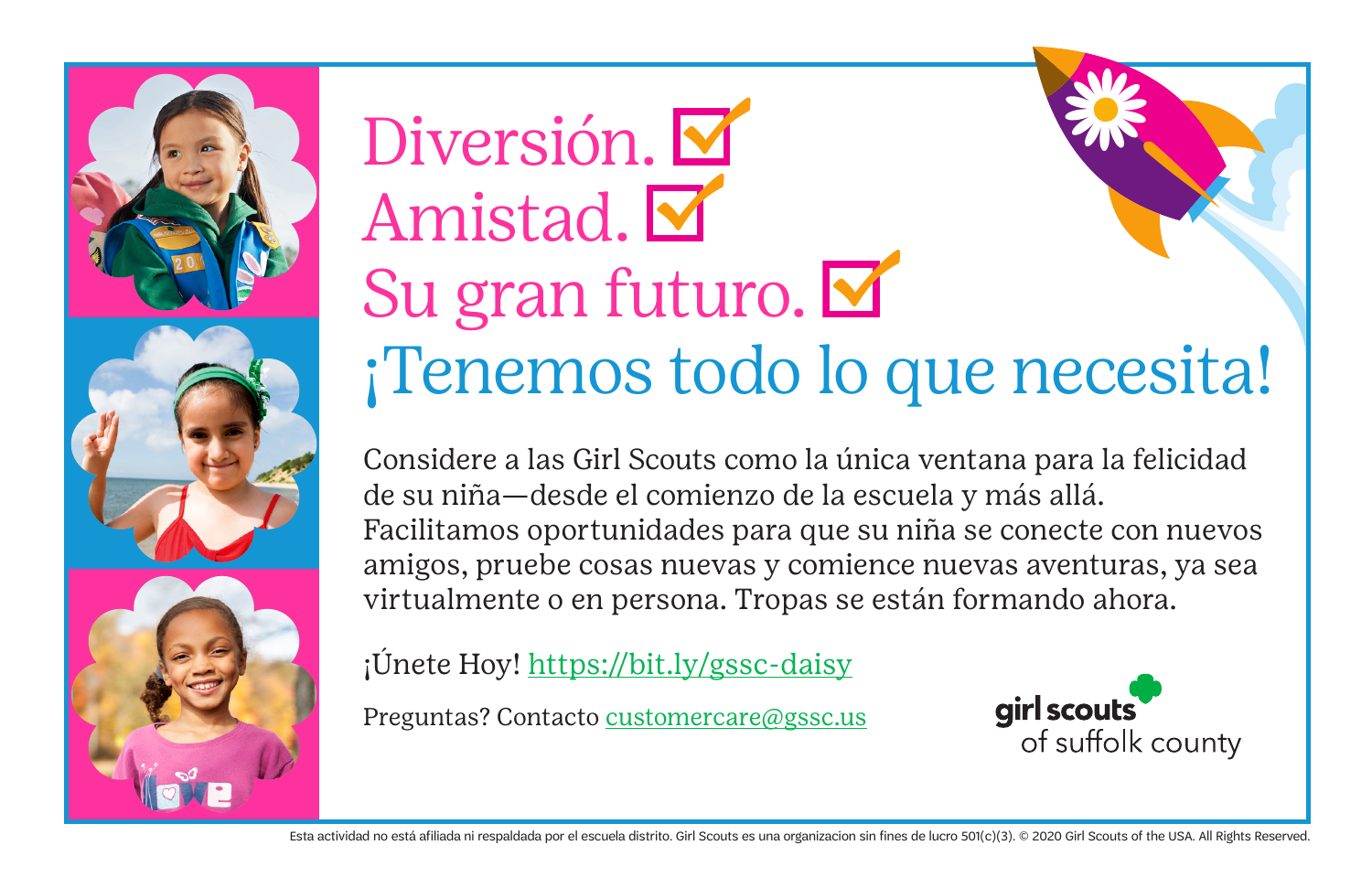# Diversión. ☑
# Amistad. ☑
# Su gran futuro. ☑

## ¡Tenemos todo lo que necesita!

Considere a las Girl Scouts como la única ventana para la felicidad de su niña—desde el comienzo de la escuela y más allá. Facilitamos oportunidades para que su niña se conecte con nuevos amigos, pruebe cosas nuevas y comience nuevas aventuras, ya sea virtualmente o en persona. Tropas se están formando ahora.

¡Únete Hoy! https://bit.ly/gssc-daisy

Preguntas? Contacto customercare@gssc.us

girl scouts of suffolk county

Esta actividad no está afiliada ni respaldada por el escuela distrito. Girl Scouts es una organizacion sin fines de lucro 501(c)(3). © 2020 Girl Scouts of the USA. All Rights Reserved.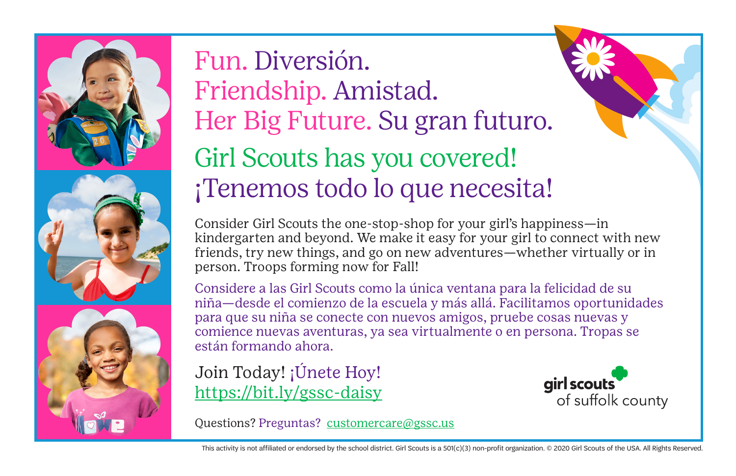# Fun. Diversión.
# Friendship. Amistad.
# Her Big Future. Su gran futuro.

## Girl Scouts has you covered!
## ¡Tenemos todo lo que necesita!

Consider Girl Scouts the one-stop-shop for your girl's happiness—in kindergarten and beyond. We make it easy for your girl to connect with new friends, try new things, and go on new adventures—whether virtually or in person. Troops forming now for Fall!

Considere a las Girl Scouts como la única ventana para la felicidad de su niña—desde el comienzo de la escuela y más allá. Facilitamos oportunidades para que su niña se conecte con nuevos amigos, pruebe cosas nuevas y comience nuevas aventuras, ya sea virtualmente o en persona. Tropas se están formando ahora.

Join Today! ¡Únete Hoy!
https://bit.ly/gssc-daisy

Questions? Preguntas? customercare@gssc.us

girl scouts of suffolk county

This activity is not affiliated or endorsed by the school district. Girl Scouts is a 501(c)(3) non-profit organization. © 2020 Girl Scouts of the USA. All Rights Reserved.